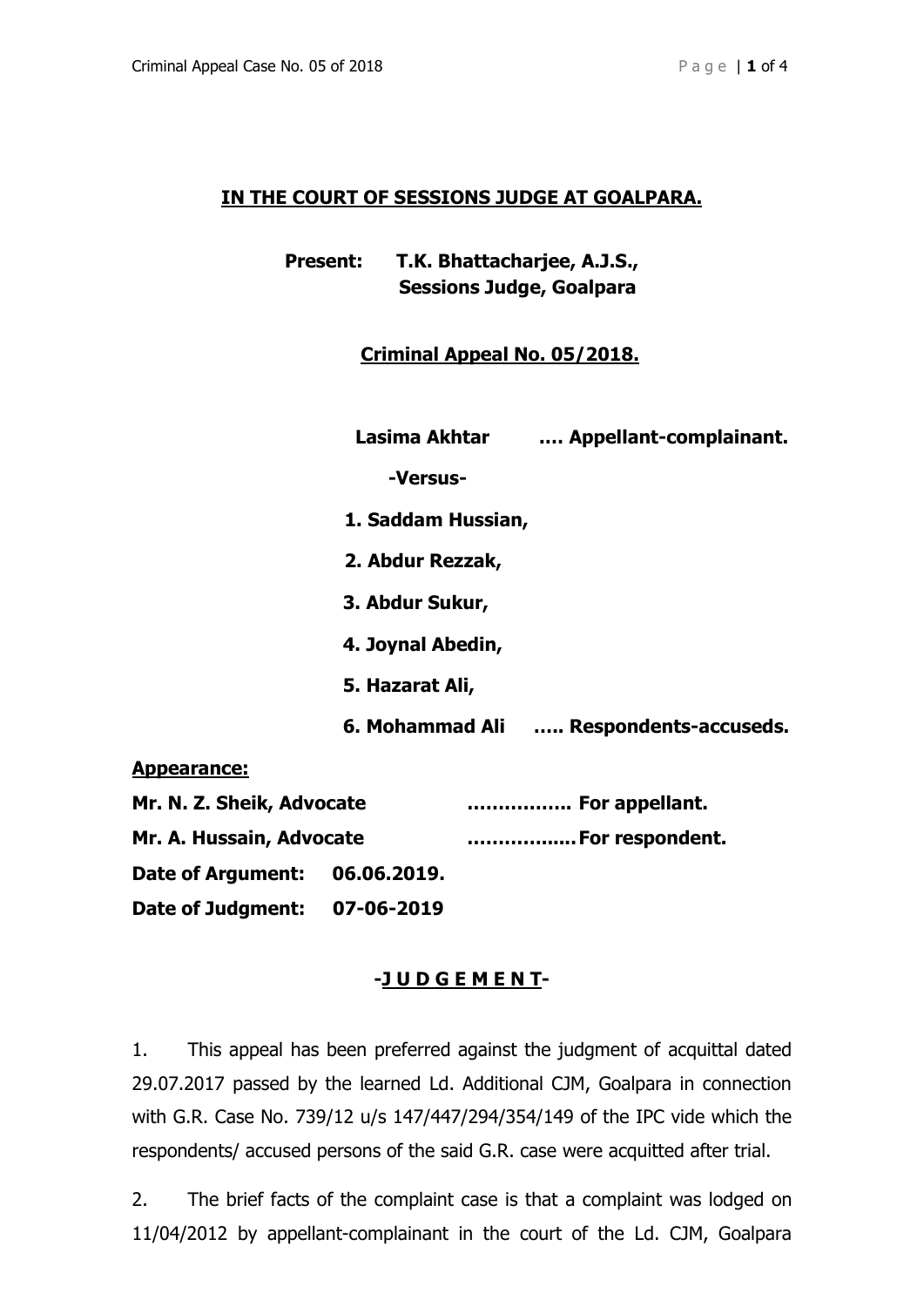## IN THE COURT OF SESSIONS JUDGE AT GOALPARA.

**Present: T.K. Bhattacharjee, A.J.S.,**
**Sessions Judge, Goalpara**

**Criminal Appeal No. 05/2018.**

**Lasima Akhtar …. Appellant-complainant.**

**-Versus-**

1. **Saddam Hussian,**
2. **Abdur Rezzak,**
3. **Abdur Sukur,**
4. **Joynal Abedin,**
5. **Hazarat Ali,**
6. **Mohammad Ali ….. Respondents-accuseds.**

**Appearance:**

**Mr. N. Z. Sheik, Advocate ……………. For appellant.**

**Mr. A. Hussain, Advocate …………….. For respondent.**

**Date of Argument: 06.06.2019.**

**Date of Judgment: 07-06-2019**

## -JUDGEMENT-

1. This appeal has been preferred against the judgment of acquittal dated 29.07.2017 passed by the learned Ld. Additional CJM, Goalpara in connection with G.R. Case No. 739/12 u/s 147/447/294/354/149 of the IPC vide which the respondents/ accused persons of the said G.R. case were acquitted after trial.

2. The brief facts of the complaint case is that a complaint was lodged on 11/04/2012 by appellant-complainant in the court of the Ld. CJM, Goalpara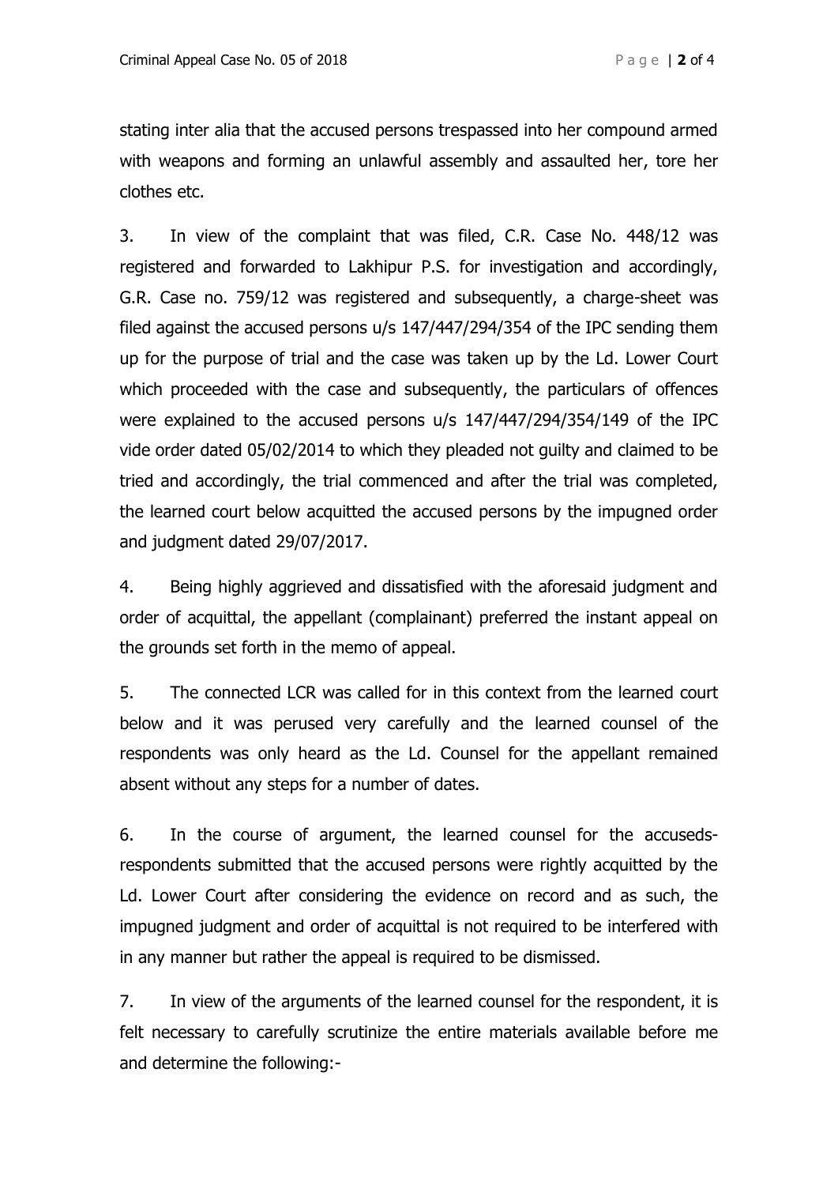stating inter alia that the accused persons trespassed into her compound armed with weapons and forming an unlawful assembly and assaulted her, tore her clothes etc.

3. In view of the complaint that was filed, C.R. Case No. 448/12 was registered and forwarded to Lakhipur P.S. for investigation and accordingly, G.R. Case no. 759/12 was registered and subsequently, a charge-sheet was filed against the accused persons u/s 147/447/294/354 of the IPC sending them up for the purpose of trial and the case was taken up by the Ld. Lower Court which proceeded with the case and subsequently, the particulars of offences were explained to the accused persons u/s 147/447/294/354/149 of the IPC vide order dated 05/02/2014 to which they pleaded not guilty and claimed to be tried and accordingly, the trial commenced and after the trial was completed, the learned court below acquitted the accused persons by the impugned order and judgment dated 29/07/2017.

4. Being highly aggrieved and dissatisfied with the aforesaid judgment and order of acquittal, the appellant (complainant) preferred the instant appeal on the grounds set forth in the memo of appeal.

5. The connected LCR was called for in this context from the learned court below and it was perused very carefully and the learned counsel of the respondents was only heard as the Ld. Counsel for the appellant remained absent without any steps for a number of dates.

6. In the course of argument, the learned counsel for the accuseds-respondents submitted that the accused persons were rightly acquitted by the Ld. Lower Court after considering the evidence on record and as such, the impugned judgment and order of acquittal is not required to be interfered with in any manner but rather the appeal is required to be dismissed.

7. In view of the arguments of the learned counsel for the respondent, it is felt necessary to carefully scrutinize the entire materials available before me and determine the following:-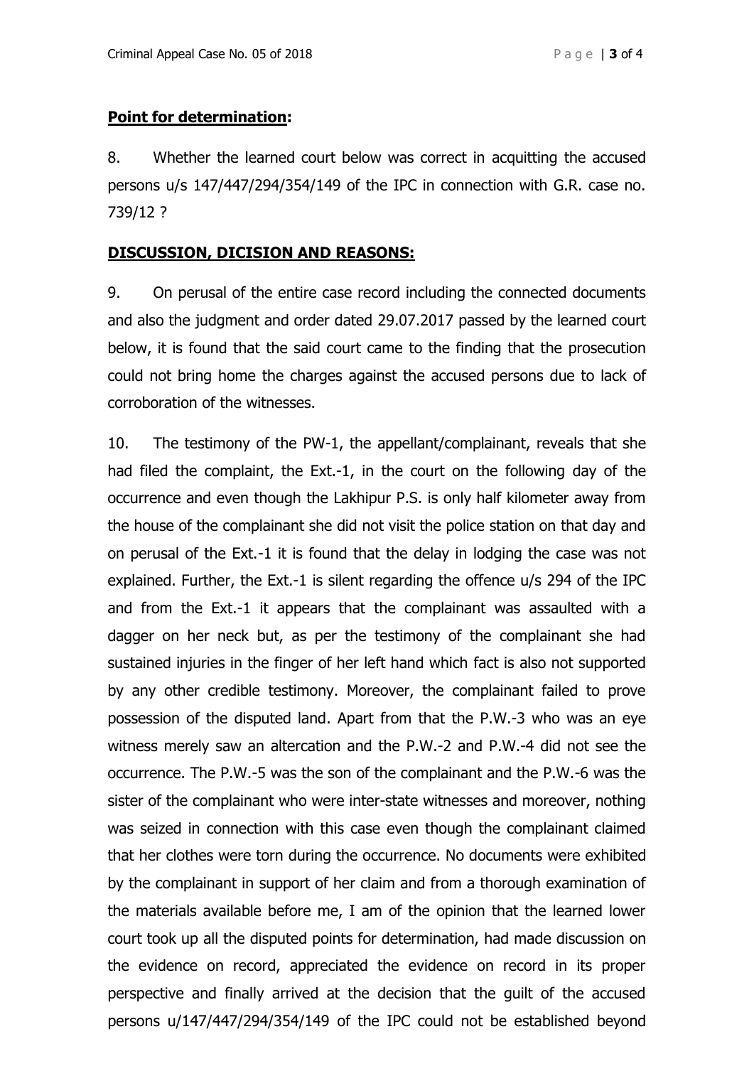**Point for determination:**

8. Whether the learned court below was correct in acquitting the accused persons u/s 147/447/294/354/149 of the IPC in connection with G.R. case no. 739/12 ?

**DISCUSSION, DICISION AND REASONS:**

9. On perusal of the entire case record including the connected documents and also the judgment and order dated 29.07.2017 passed by the learned court below, it is found that the said court came to the finding that the prosecution could not bring home the charges against the accused persons due to lack of corroboration of the witnesses.

10. The testimony of the PW-1, the appellant/complainant, reveals that she had filed the complaint, the Ext.-1, in the court on the following day of the occurrence and even though the Lakhipur P.S. is only half kilometer away from the house of the complainant she did not visit the police station on that day and on perusal of the Ext.-1 it is found that the delay in lodging the case was not explained. Further, the Ext.-1 is silent regarding the offence u/s 294 of the IPC and from the Ext.-1 it appears that the complainant was assaulted with a dagger on her neck but, as per the testimony of the complainant she had sustained injuries in the finger of her left hand which fact is also not supported by any other credible testimony. Moreover, the complainant failed to prove possession of the disputed land. Apart from that the P.W.-3 who was an eye witness merely saw an altercation and the P.W.-2 and P.W.-4 did not see the occurrence. The P.W.-5 was the son of the complainant and the P.W.-6 was the sister of the complainant who were inter-state witnesses and moreover, nothing was seized in connection with this case even though the complainant claimed that her clothes were torn during the occurrence. No documents were exhibited by the complainant in support of her claim and from a thorough examination of the materials available before me, I am of the opinion that the learned lower court took up all the disputed points for determination, had made discussion on the evidence on record, appreciated the evidence on record in its proper perspective and finally arrived at the decision that the guilt of the accused persons u/147/447/294/354/149 of the IPC could not be established beyond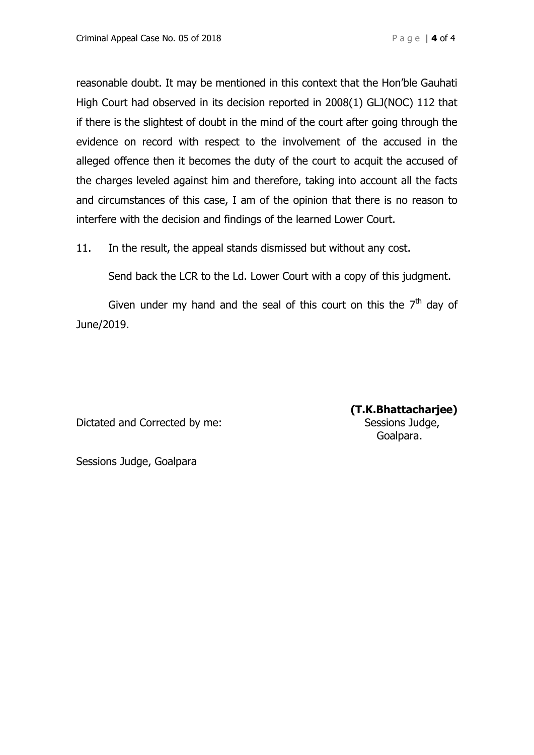reasonable doubt. It may be mentioned in this context that the Hon'ble Gauhati High Court had observed in its decision reported in 2008(1) GLJ(NOC) 112 that if there is the slightest of doubt in the mind of the court after going through the evidence on record with respect to the involvement of the accused in the alleged offence then it becomes the duty of the court to acquit the accused of the charges leveled against him and therefore, taking into account all the facts and circumstances of this case, I am of the opinion that there is no reason to interfere with the decision and findings of the learned Lower Court.

11. In the result, the appeal stands dismissed but without any cost.

Send back the LCR to the Ld. Lower Court with a copy of this judgment.

Given under my hand and the seal of this court on this the 7th day of June/2019.

**(T.K.Bhattacharjee)**
Sessions Judge,
Goalpara.

Dictated and Corrected by me:

Sessions Judge, Goalpara